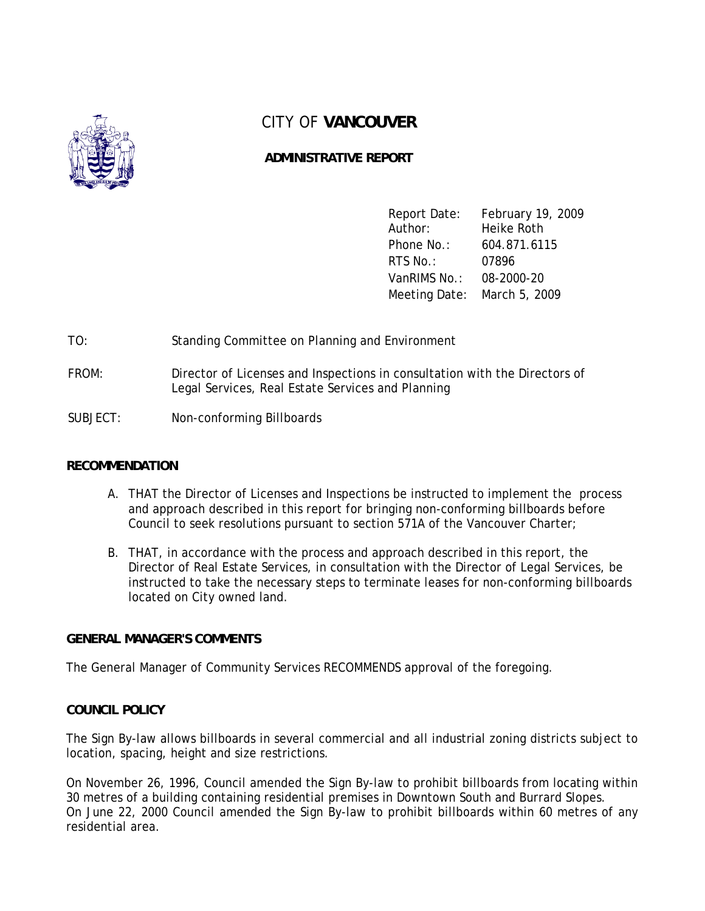# CITY OF **VANCOUVER**

## ADMINISTRATIVE REPORT

| | |
|---|---|
| Report Date: | February 19, 2009 |
| Author: | Heike Roth |
| Phone No.: | 604.871.6115 |
| RTS No.: | 07896 |
| VanRIMS No.: | 08-2000-20 |
| Meeting Date: | March 5, 2009 |

TO: Standing Committee on Planning and Environment

FROM: Director of Licenses and Inspections in consultation with the Directors of Legal Services, Real Estate Services and Planning

SUBJECT: Non-conforming Billboards

### RECOMMENDATION

A. THAT the Director of Licenses and Inspections be instructed to implement the process and approach described in this report for bringing non-conforming billboards before Council to seek resolutions pursuant to section 571A of the Vancouver Charter;

B. THAT, in accordance with the process and approach described in this report, the Director of Real Estate Services, in consultation with the Director of Legal Services, be instructed to take the necessary steps to terminate leases for non-conforming billboards located on City owned land.

### GENERAL MANAGER'S COMMENTS

The General Manager of Community Services RECOMMENDS approval of the foregoing.

### COUNCIL POLICY

The Sign By-law allows billboards in several commercial and all industrial zoning districts subject to location, spacing, height and size restrictions.

On November 26, 1996, Council amended the Sign By-law to prohibit billboards from locating within 30 metres of a building containing residential premises in Downtown South and Burrard Slopes. On June 22, 2000 Council amended the Sign By-law to prohibit billboards within 60 metres of any residential area.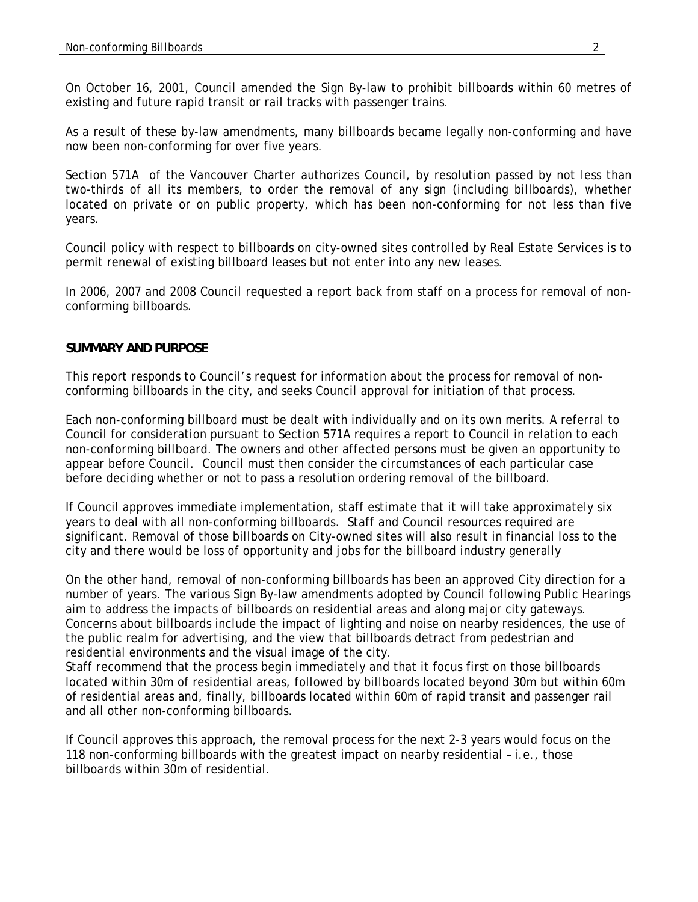On October 16, 2001, Council amended the Sign By-law to prohibit billboards within 60 metres of existing and future rapid transit or rail tracks with passenger trains.

As a result of these by-law amendments, many billboards became legally non-conforming and have now been non-conforming for over five years.

Section 571A of the Vancouver Charter authorizes Council, by resolution passed by not less than two-thirds of all its members, to order the removal of any sign (including billboards), whether located on private or on public property, which has been non-conforming for not less than five years.

Council policy with respect to billboards on city-owned sites controlled by Real Estate Services is to permit renewal of existing billboard leases but not enter into any new leases.

In 2006, 2007 and 2008 Council requested a report back from staff on a process for removal of non-conforming billboards.

## SUMMARY AND PURPOSE

This report responds to Council's request for information about the process for removal of non-conforming billboards in the city, and seeks Council approval for initiation of that process.

Each non-conforming billboard must be dealt with individually and on its own merits. A referral to Council for consideration pursuant to Section 571A requires a report to Council in relation to each non-conforming billboard. The owners and other affected persons must be given an opportunity to appear before Council. Council must then consider the circumstances of each particular case before deciding whether or not to pass a resolution ordering removal of the billboard.

If Council approves immediate implementation, staff estimate that it will take approximately six years to deal with all non-conforming billboards. Staff and Council resources required are significant. Removal of those billboards on City-owned sites will also result in financial loss to the city and there would be loss of opportunity and jobs for the billboard industry generally

On the other hand, removal of non-conforming billboards has been an approved City direction for a number of years. The various Sign By-law amendments adopted by Council following Public Hearings aim to address the impacts of billboards on residential areas and along major city gateways. Concerns about billboards include the impact of lighting and noise on nearby residences, the use of the public realm for advertising, and the view that billboards detract from pedestrian and residential environments and the visual image of the city.

Staff recommend that the process begin immediately and that it focus first on those billboards located within 30m of residential areas, followed by billboards located beyond 30m but within 60m of residential areas and, finally, billboards located within 60m of rapid transit and passenger rail and all other non-conforming billboards.

If Council approves this approach, the removal process for the next 2-3 years would focus on the 118 non-conforming billboards with the greatest impact on nearby residential – i.e., those billboards within 30m of residential.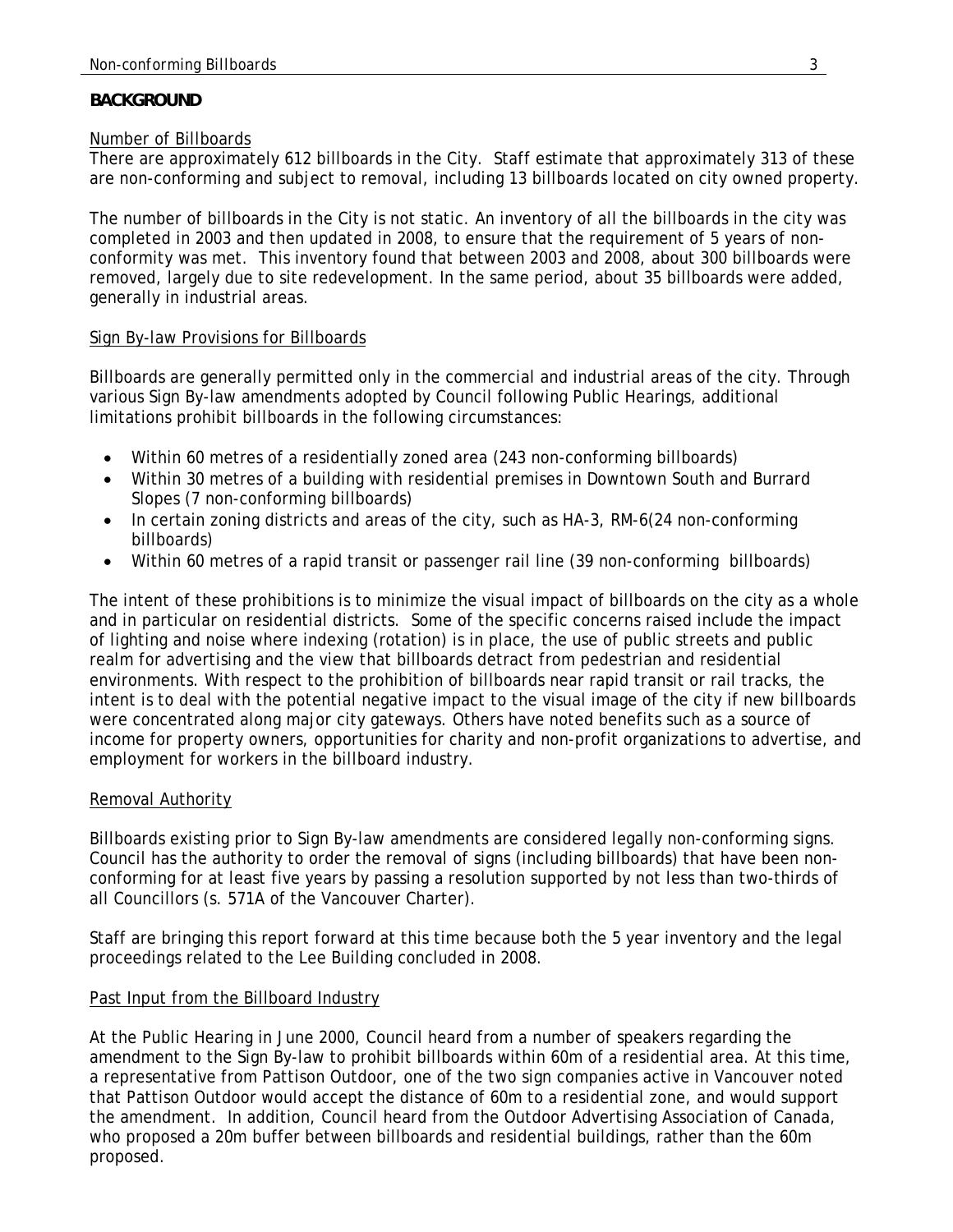## BACKGROUND

Number of Billboards

There are approximately 612 billboards in the City. Staff estimate that approximately 313 of these are non-conforming and subject to removal, including 13 billboards located on city owned property.

The number of billboards in the City is not static. An inventory of all the billboards in the city was completed in 2003 and then updated in 2008, to ensure that the requirement of 5 years of non-conformity was met. This inventory found that between 2003 and 2008, about 300 billboards were removed, largely due to site redevelopment. In the same period, about 35 billboards were added, generally in industrial areas.

Sign By-law Provisions for Billboards

Billboards are generally permitted only in the commercial and industrial areas of the city. Through various Sign By-law amendments adopted by Council following Public Hearings, additional limitations prohibit billboards in the following circumstances:

- Within 60 metres of a residentially zoned area (243 non-conforming billboards)
- Within 30 metres of a building with residential premises in Downtown South and Burrard Slopes (7 non-conforming billboards)
- In certain zoning districts and areas of the city, such as HA-3, RM-6(24 non-conforming billboards)
- Within 60 metres of a rapid transit or passenger rail line (39 non-conforming billboards)

The intent of these prohibitions is to minimize the visual impact of billboards on the city as a whole and in particular on residential districts. Some of the specific concerns raised include the impact of lighting and noise where indexing (rotation) is in place, the use of public streets and public realm for advertising and the view that billboards detract from pedestrian and residential environments. With respect to the prohibition of billboards near rapid transit or rail tracks, the intent is to deal with the potential negative impact to the visual image of the city if new billboards were concentrated along major city gateways. Others have noted benefits such as a source of income for property owners, opportunities for charity and non-profit organizations to advertise, and employment for workers in the billboard industry.

Removal Authority

Billboards existing prior to Sign By-law amendments are considered legally non-conforming signs. Council has the authority to order the removal of signs (including billboards) that have been non-conforming for at least five years by passing a resolution supported by not less than two-thirds of all Councillors (s. 571A of the Vancouver Charter).

Staff are bringing this report forward at this time because both the 5 year inventory and the legal proceedings related to the Lee Building concluded in 2008.

Past Input from the Billboard Industry

At the Public Hearing in June 2000, Council heard from a number of speakers regarding the amendment to the Sign By-law to prohibit billboards within 60m of a residential area. At this time, a representative from Pattison Outdoor, one of the two sign companies active in Vancouver noted that Pattison Outdoor would accept the distance of 60m to a residential zone, and would support the amendment. In addition, Council heard from the Outdoor Advertising Association of Canada, who proposed a 20m buffer between billboards and residential buildings, rather than the 60m proposed.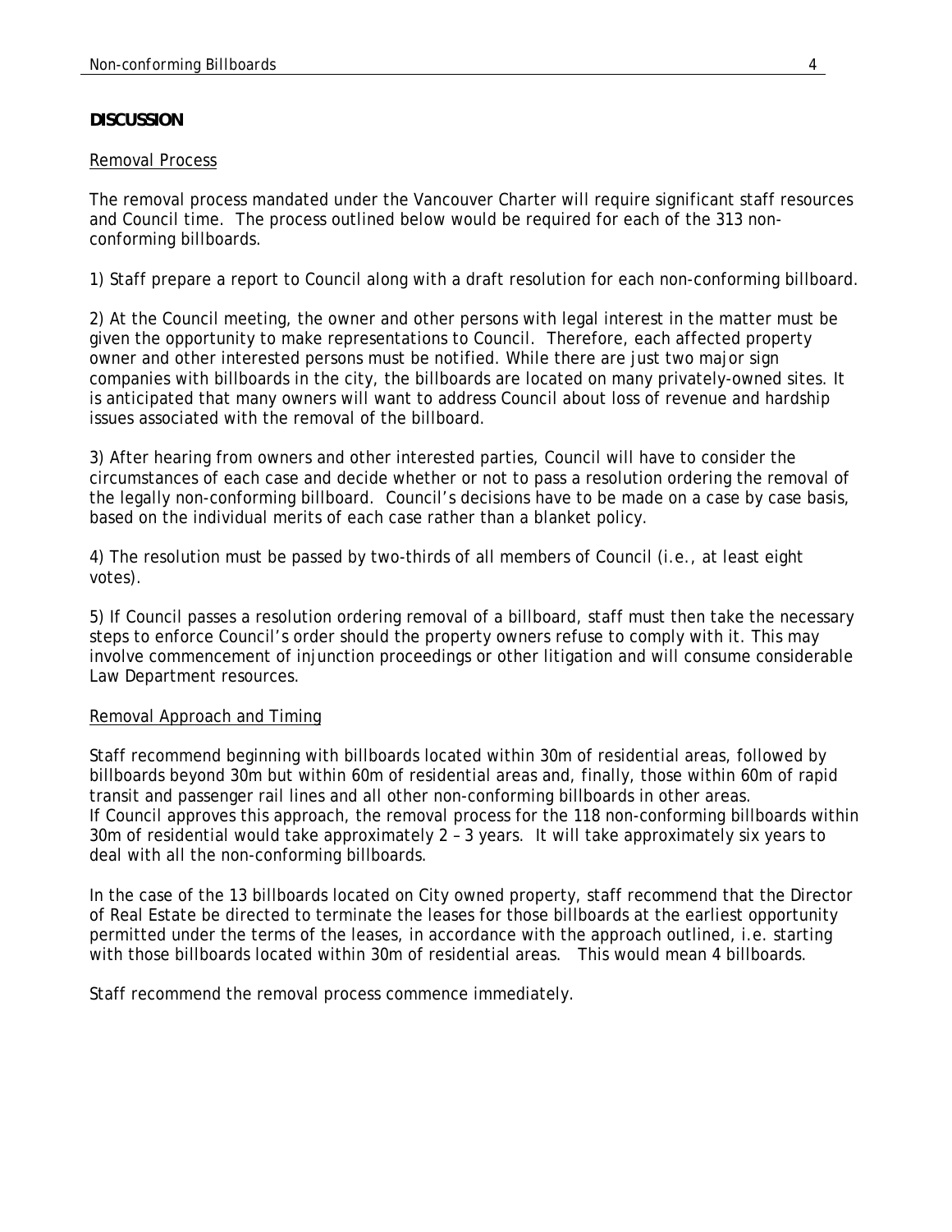## DISCUSSION

Removal Process

The removal process mandated under the Vancouver Charter will require significant staff resources and Council time. The process outlined below would be required for each of the 313 non-conforming billboards.

1) Staff prepare a report to Council along with a draft resolution for each non-conforming billboard.

2) At the Council meeting, the owner and other persons with legal interest in the matter must be given the opportunity to make representations to Council. Therefore, each affected property owner and other interested persons must be notified. While there are just two major sign companies with billboards in the city, the billboards are located on many privately-owned sites. It is anticipated that many owners will want to address Council about loss of revenue and hardship issues associated with the removal of the billboard.

3) After hearing from owners and other interested parties, Council will have to consider the circumstances of each case and decide whether or not to pass a resolution ordering the removal of the legally non-conforming billboard. Council's decisions have to be made on a case by case basis, based on the individual merits of each case rather than a blanket policy.

4) The resolution must be passed by two-thirds of all members of Council (i.e., at least eight votes).

5) If Council passes a resolution ordering removal of a billboard, staff must then take the necessary steps to enforce Council's order should the property owners refuse to comply with it. This may involve commencement of injunction proceedings or other litigation and will consume considerable Law Department resources.

Removal Approach and Timing

Staff recommend beginning with billboards located within 30m of residential areas, followed by billboards beyond 30m but within 60m of residential areas and, finally, those within 60m of rapid transit and passenger rail lines and all other non-conforming billboards in other areas. If Council approves this approach, the removal process for the 118 non-conforming billboards within 30m of residential would take approximately 2 – 3 years. It will take approximately six years to deal with all the non-conforming billboards.

In the case of the 13 billboards located on City owned property, staff recommend that the Director of Real Estate be directed to terminate the leases for those billboards at the earliest opportunity permitted under the terms of the leases, in accordance with the approach outlined, i.e. starting with those billboards located within 30m of residential areas. This would mean 4 billboards.

Staff recommend the removal process commence immediately.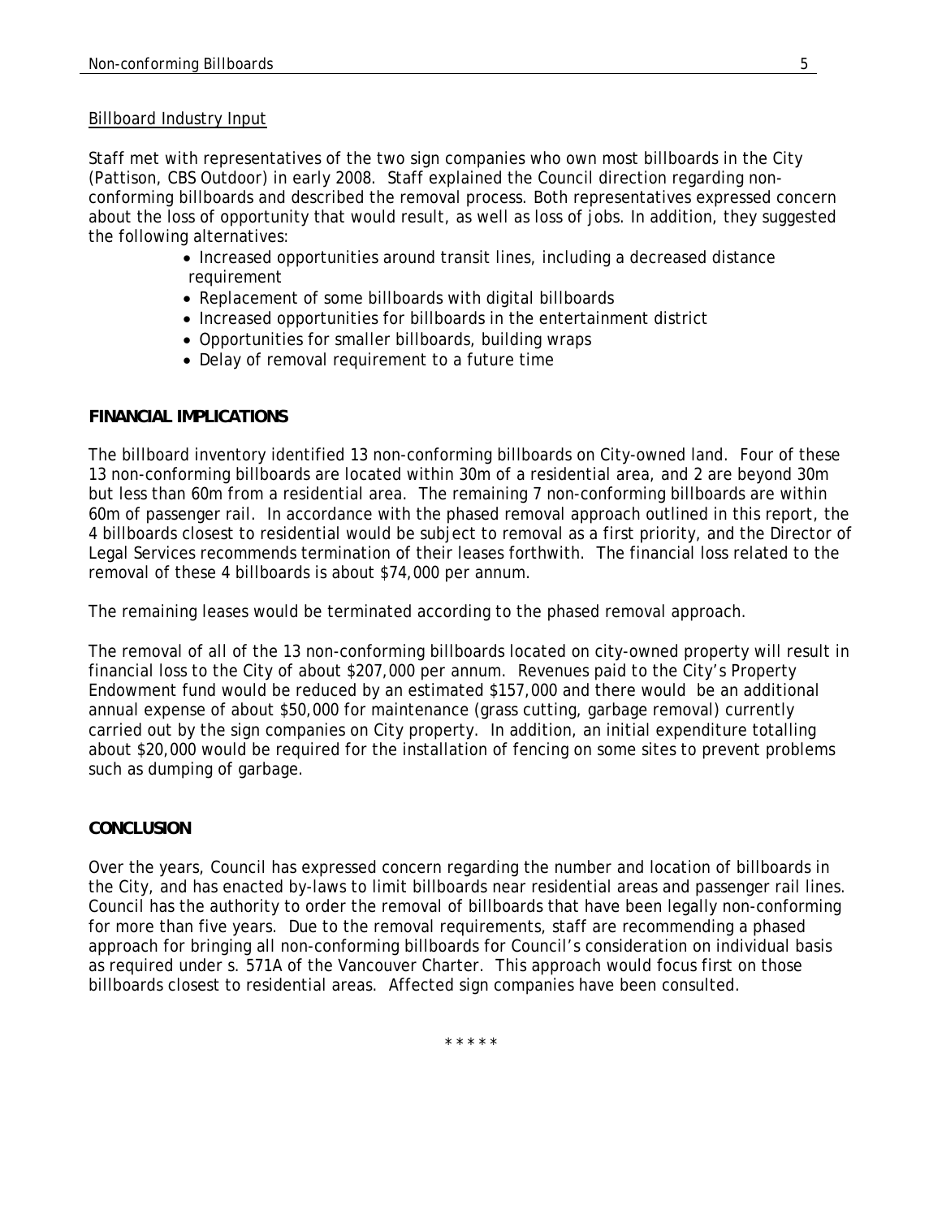Billboard Industry Input

Staff met with representatives of the two sign companies who own most billboards in the City (Pattison, CBS Outdoor) in early 2008. Staff explained the Council direction regarding non-conforming billboards and described the removal process. Both representatives expressed concern about the loss of opportunity that would result, as well as loss of jobs. In addition, they suggested the following alternatives:

- Increased opportunities around transit lines, including a decreased distance requirement
- Replacement of some billboards with digital billboards
- Increased opportunities for billboards in the entertainment district
- Opportunities for smaller billboards, building wraps
- Delay of removal requirement to a future time

## FINANCIAL IMPLICATIONS

The billboard inventory identified 13 non-conforming billboards on City-owned land. Four of these 13 non-conforming billboards are located within 30m of a residential area, and 2 are beyond 30m but less than 60m from a residential area. The remaining 7 non-conforming billboards are within 60m of passenger rail. In accordance with the phased removal approach outlined in this report, the 4 billboards closest to residential would be subject to removal as a first priority, and the Director of Legal Services recommends termination of their leases forthwith. The financial loss related to the removal of these 4 billboards is about $74,000 per annum.

The remaining leases would be terminated according to the phased removal approach.

The removal of all of the 13 non-conforming billboards located on city-owned property will result in financial loss to the City of about $207,000 per annum. Revenues paid to the City's Property Endowment fund would be reduced by an estimated $157,000 and there would be an additional annual expense of about $50,000 for maintenance (grass cutting, garbage removal) currently carried out by the sign companies on City property. In addition, an initial expenditure totalling about $20,000 would be required for the installation of fencing on some sites to prevent problems such as dumping of garbage.

## CONCLUSION

Over the years, Council has expressed concern regarding the number and location of billboards in the City, and has enacted by-laws to limit billboards near residential areas and passenger rail lines. Council has the authority to order the removal of billboards that have been legally non-conforming for more than five years. Due to the removal requirements, staff are recommending a phased approach for bringing all non-conforming billboards for Council's consideration on individual basis as required under s. 571A of the Vancouver Charter. This approach would focus first on those billboards closest to residential areas. Affected sign companies have been consulted.

\* \* \* \* \*